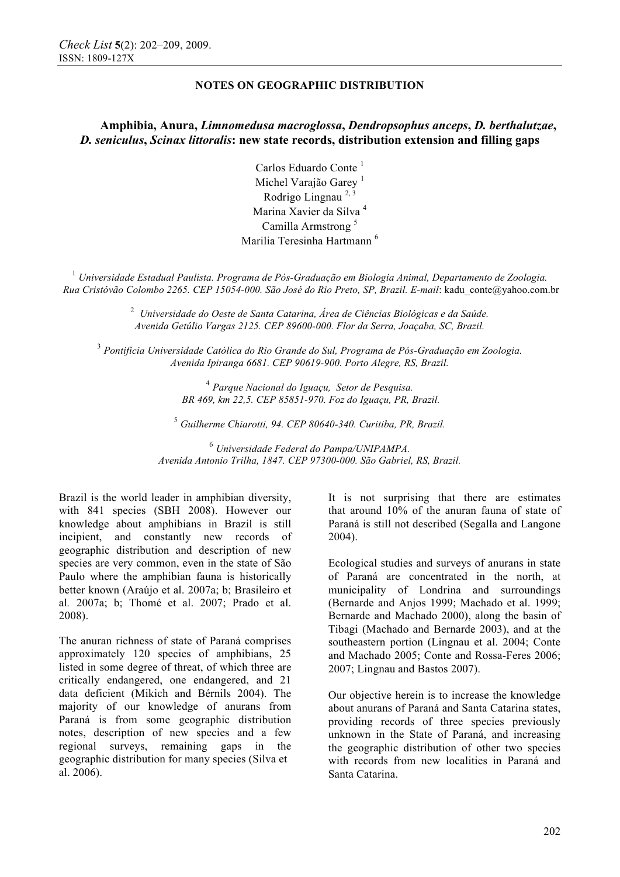NOTES ON GEOGRAPHIC DISTRIBUTION

# Amphibia, Anura, *Limnomedusa macroglossa*, *Dendropsophus anceps*, *D. berthalutzae*, *D. seniculus*, *Scinax littoralis*: new state records, distribution extension and filling gaps

Carlos Eduardo Conte [1]
Michel Varajão Garey [1]
Rodrigo Lingnau [2, 3]
Marina Xavier da Silva [4]
Camilla Armstrong [5]
Marilia Teresinha Hartmann [6]

[1] *Universidade Estadual Paulista. Programa de Pós-Graduação em Biologia Animal, Departamento de Zoologia. Rua Cristóvão Colombo 2265. CEP 15054-000. São José do Rio Preto, SP, Brazil. E-mail*: kadu_conte@yahoo.com.br

[2] *Universidade do Oeste de Santa Catarina, Área de Ciências Biológicas e da Saúde. Avenida Getúlio Vargas 2125. CEP 89600-000. Flor da Serra, Joaçaba, SC, Brazil.*

[3] *Pontifícia Universidade Católica do Rio Grande do Sul, Programa de Pós-Graduação em Zoologia. Avenida Ipiranga 6681. CEP 90619-900. Porto Alegre, RS, Brazil.*

[4] *Parque Nacional do Iguaçu, Setor de Pesquisa. BR 469, km 22,5. CEP 85851-970. Foz do Iguaçu, PR, Brazil.*

[5] *Guilherme Chiarotti, 94. CEP 80640-340. Curitiba, PR, Brazil.*

[6] *Universidade Federal do Pampa/UNIPAMPA. Avenida Antonio Trilha, 1847. CEP 97300-000. São Gabriel, RS, Brazil.*

Brazil is the world leader in amphibian diversity, with 841 species (SBH 2008). However our knowledge about amphibians in Brazil is still incipient, and constantly new records of geographic distribution and description of new species are very common, even in the state of São Paulo where the amphibian fauna is historically better known (Araújo et al. 2007a; b; Brasileiro et al*.* 2007a; b; Thomé et al. 2007; Prado et al. 2008).

The anuran richness of state of Paraná comprises approximately 120 species of amphibians, 25 listed in some degree of threat, of which three are critically endangered, one endangered, and 21 data deficient (Mikich and Bérnils 2004). The majority of our knowledge of anurans from Paraná is from some geographic distribution notes, description of new species and a few regional surveys, remaining gaps in the geographic distribution for many species (Silva et al. 2006).

It is not surprising that there are estimates that around 10% of the anuran fauna of state of Paraná is still not described (Segalla and Langone 2004).

Ecological studies and surveys of anurans in state of Paraná are concentrated in the north, at municipality of Londrina and surroundings (Bernarde and Anjos 1999; Machado et al. 1999; Bernarde and Machado 2000), along the basin of Tibagi (Machado and Bernarde 2003), and at the southeastern portion (Lingnau et al. 2004; Conte and Machado 2005; Conte and Rossa-Feres 2006; 2007; Lingnau and Bastos 2007).

Our objective herein is to increase the knowledge about anurans of Paraná and Santa Catarina states, providing records of three species previously unknown in the State of Paraná, and increasing the geographic distribution of other two species with records from new localities in Paraná and Santa Catarina.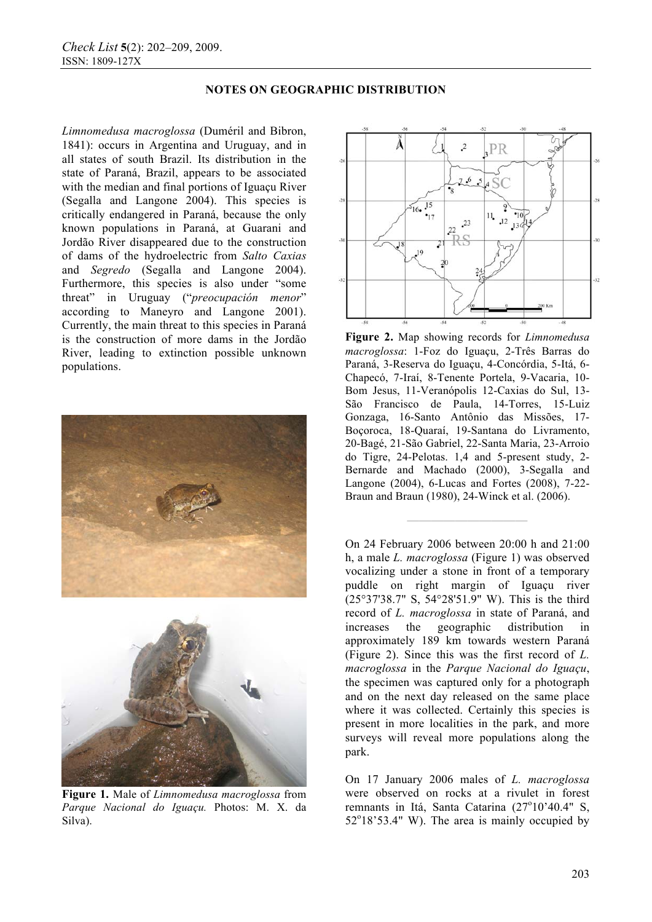## NOTES ON GEOGRAPHIC DISTRIBUTION

*Limnomedusa macroglossa* (Duméril and Bibron, 1841): occurs in Argentina and Uruguay, and in all states of south Brazil. Its distribution in the state of Paraná, Brazil, appears to be associated with the median and final portions of Iguaçu River (Segalla and Langone 2004). This species is critically endangered in Paraná, because the only known populations in Paraná, at Guarani and Jordão River disappeared due to the construction of dams of the hydroelectric from *Salto Caxias* and *Segredo* (Segalla and Langone 2004). Furthermore, this species is also under "some threat" in Uruguay ("*preocupación menor*" according to Maneyro and Langone 2001). Currently, the main threat to this species in Paraná is the construction of more dams in the Jordão River, leading to extinction possible unknown populations.

**Figure 1.** Male of *Limnomedusa macroglossa* from *Parque Nacional do Iguaçu.* Photos: M. X. da Silva).

**Figure 2.** Map showing records for *Limnomedusa macroglossa*: 1-Foz do Iguaçu, 2-Três Barras do Paraná, 3-Reserva do Iguaçu, 4-Concórdia, 5-Itá, 6-Chapecó, 7-Iraí, 8-Tenente Portela, 9-Vacaria, 10-Bom Jesus, 11-Veranópolis 12-Caxias do Sul, 13-São Francisco de Paula, 14-Torres, 15-Luiz Gonzaga, 16-Santo Antônio das Missões, 17-Boçoroca, 18-Quaraí, 19-Santana do Livramento, 20-Bagé, 21-São Gabriel, 22-Santa Maria, 23-Arroio do Tigre, 24-Pelotas. 1,4 and 5-present study, 2-Bernarde and Machado (2000), 3-Segalla and Langone (2004), 6-Lucas and Fortes (2008), 7-22-Braun and Braun (1980), 24-Winck et al. (2006).

On 24 February 2006 between 20:00 h and 21:00 h, a male *L. macroglossa* (Figure 1) was observed vocalizing under a stone in front of a temporary puddle on right margin of Iguaçu river (25°37'38.7" S, 54°28'51.9" W). This is the third record of *L. macroglossa* in state of Paraná, and increases the geographic distribution in approximately 189 km towards western Paraná (Figure 2). Since this was the first record of *L. macroglossa* in the *Parque Nacional do Iguaçu*, the specimen was captured only for a photograph and on the next day released on the same place where it was collected. Certainly this species is present in more localities in the park, and more surveys will reveal more populations along the park.

On 17 January 2006 males of *L. macroglossa* were observed on rocks at a rivulet in forest remnants in Itá, Santa Catarina (27°10'40.4" S, 52°18'53.4" W). The area is mainly occupied by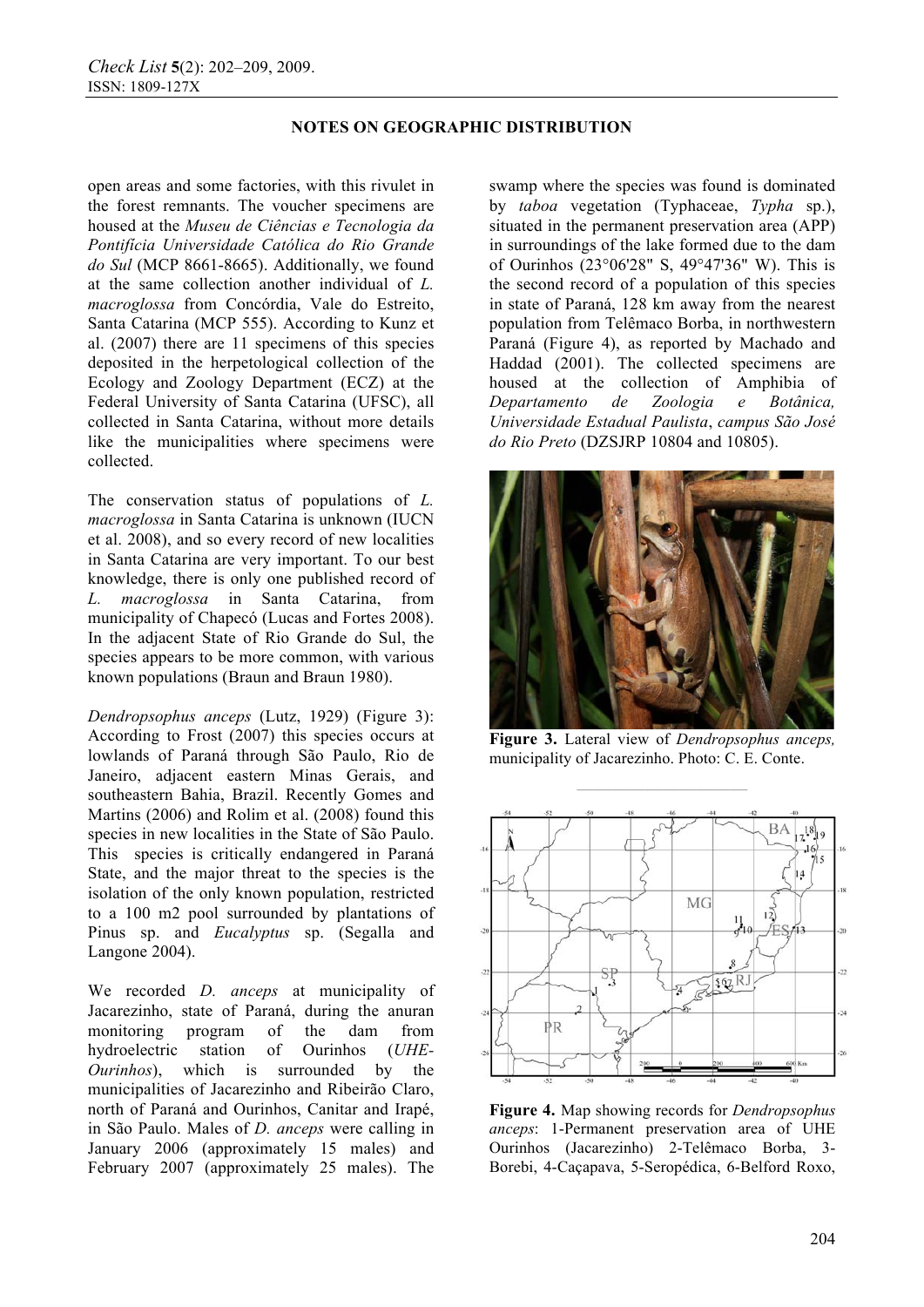open areas and some factories, with this rivulet in the forest remnants. The voucher specimens are housed at the *Museu de Ciências e Tecnologia da Pontifícia Universidade Católica do Rio Grande do Sul* (MCP 8661-8665). Additionally, we found at the same collection another individual of *L. macroglossa* from Concórdia, Vale do Estreito, Santa Catarina (MCP 555). According to Kunz et al. (2007) there are 11 specimens of this species deposited in the herpetological collection of the Ecology and Zoology Department (ECZ) at the Federal University of Santa Catarina (UFSC), all collected in Santa Catarina, without more details like the municipalities where specimens were collected.

The conservation status of populations of *L. macroglossa* in Santa Catarina is unknown (IUCN et al. 2008), and so every record of new localities in Santa Catarina are very important. To our best knowledge, there is only one published record of *L. macroglossa* in Santa Catarina, from municipality of Chapecó (Lucas and Fortes 2008). In the adjacent State of Rio Grande do Sul, the species appears to be more common, with various known populations (Braun and Braun 1980).

*Dendropsophus anceps* (Lutz, 1929) (Figure 3): According to Frost (2007) this species occurs at lowlands of Paraná through São Paulo, Rio de Janeiro, adjacent eastern Minas Gerais, and southeastern Bahia, Brazil. Recently Gomes and Martins (2006) and Rolim et al. (2008) found this species in new localities in the State of São Paulo. This species is critically endangered in Paraná State, and the major threat to the species is the isolation of the only known population, restricted to a 100 m2 pool surrounded by plantations of Pinus sp. and *Eucalyptus* sp. (Segalla and Langone 2004).

We recorded *D. anceps* at municipality of Jacarezinho, state of Paraná, during the anuran monitoring program of the dam from hydroelectric station of Ourinhos (*UHE-Ourinhos*), which is surrounded by the municipalities of Jacarezinho and Ribeirão Claro, north of Paraná and Ourinhos, Canitar and Irapé, in São Paulo. Males of *D. anceps* were calling in January 2006 (approximately 15 males) and February 2007 (approximately 25 males). The swamp where the species was found is dominated by *taboa* vegetation (Typhaceae, *Typha* sp.), situated in the permanent preservation area (APP) in surroundings of the lake formed due to the dam of Ourinhos (23°06'28" S, 49°47'36" W). This is the second record of a population of this species in state of Paraná, 128 km away from the nearest population from Telêmaco Borba, in northwestern Paraná (Figure 4), as reported by Machado and Haddad (2001). The collected specimens are housed at the collection of Amphibia of *Departamento de Zoologia e Botânica, Universidade Estadual Paulista*, *campus São José do Rio Preto* (DZSJRP 10804 and 10805).

**Figure 3.** Lateral view of *Dendropsophus anceps,* municipality of Jacarezinho. Photo: C. E. Conte.

**Figure 4.** Map showing records for *Dendropsophus anceps*: 1-Permanent preservation area of UHE Ourinhos (Jacarezinho) 2-Telêmaco Borba, 3-Borebi, 4-Caçapava, 5-Seropédica, 6-Belford Roxo,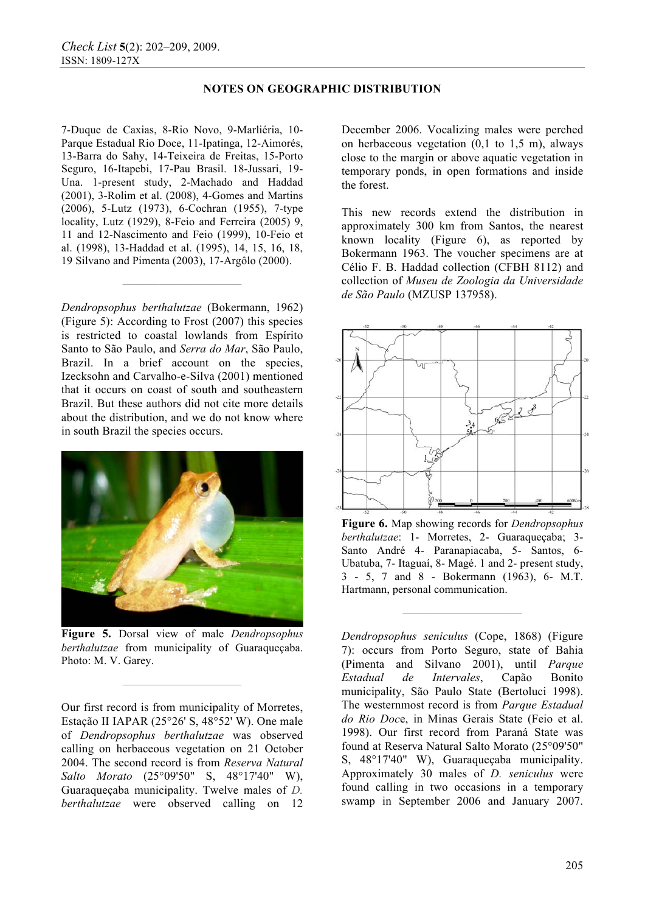7-Duque de Caxias, 8-Rio Novo, 9-Marliéria, 10-Parque Estadual Rio Doce, 11-Ipatinga, 12-Aimorés, 13-Barra do Sahy, 14-Teixeira de Freitas, 15-Porto Seguro, 16-Itapebi, 17-Pau Brasil. 18-Jussari, 19-Una. 1-present study, 2-Machado and Haddad (2001), 3-Rolim et al. (2008), 4-Gomes and Martins (2006), 5-Lutz (1973), 6-Cochran (1955), 7-type locality, Lutz (1929), 8-Feio and Ferreira (2005) 9, 11 and 12-Nascimento and Feio (1999), 10-Feio et al. (1998), 13-Haddad et al. (1995), 14, 15, 16, 18, 19 Silvano and Pimenta (2003), 17-Argôlo (2000).

---

*Dendropsophus berthalutzae* (Bokermann, 1962) (Figure 5): According to Frost (2007) this species is restricted to coastal lowlands from Espírito Santo to São Paulo, and *Serra do Mar*, São Paulo, Brazil. In a brief account on the species, Izecksohn and Carvalho-e-Silva (2001) mentioned that it occurs on coast of south and southeastern Brazil. But these authors did not cite more details about the distribution, and we do not know where in south Brazil the species occurs.

**Figure 5.** Dorsal view of male *Dendropsophus berthalutzae* from municipality of Guaraqueçaba. Photo: M. V. Garey.

---

Our first record is from municipality of Morretes, Estação II IAPAR (25°26' S, 48°52' W). One male of *Dendropsophus berthalutzae* was observed calling on herbaceous vegetation on 21 October 2004. The second record is from *Reserva Natural Salto Morato* (25°09'50" S, 48°17'40" W), Guaraqueçaba municipality. Twelve males of *D. berthalutzae* were observed calling on 12 December 2006. Vocalizing males were perched on herbaceous vegetation (0,1 to 1,5 m), always close to the margin or above aquatic vegetation in temporary ponds, in open formations and inside the forest.

This new records extend the distribution in approximately 300 km from Santos, the nearest known locality (Figure 6), as reported by Bokermann 1963. The voucher specimens are at Célio F. B. Haddad collection (CFBH 8112) and collection of *Museu de Zoologia da Universidade de São Paulo* (MZUSP 137958).

**Figure 6.** Map showing records for *Dendropsophus berthalutzae*: 1- Morretes, 2- Guaraqueçaba; 3- Santo André 4- Paranapiacaba, 5- Santos, 6- Ubatuba, 7- Itaguaí, 8- Magé. 1 and 2- present study, 3 - 5, 7 and 8 - Bokermann (1963), 6- M.T. Hartmann, personal communication.

---

*Dendropsophus seniculus* (Cope, 1868) (Figure 7): occurs from Porto Seguro, state of Bahia (Pimenta and Silvano 2001), until *Parque Estadual de Intervales*, Capão Bonito municipality, São Paulo State (Bertoluci 1998). The westernmost record is from *Parque Estadual do Rio Doce*, in Minas Gerais State (Feio et al. 1998). Our first record from Paraná State was found at Reserva Natural Salto Morato (25°09'50" S, 48°17'40" W), Guaraqueçaba municipality. Approximately 30 males of *D. seniculus* were found calling in two occasions in a temporary swamp in September 2006 and January 2007.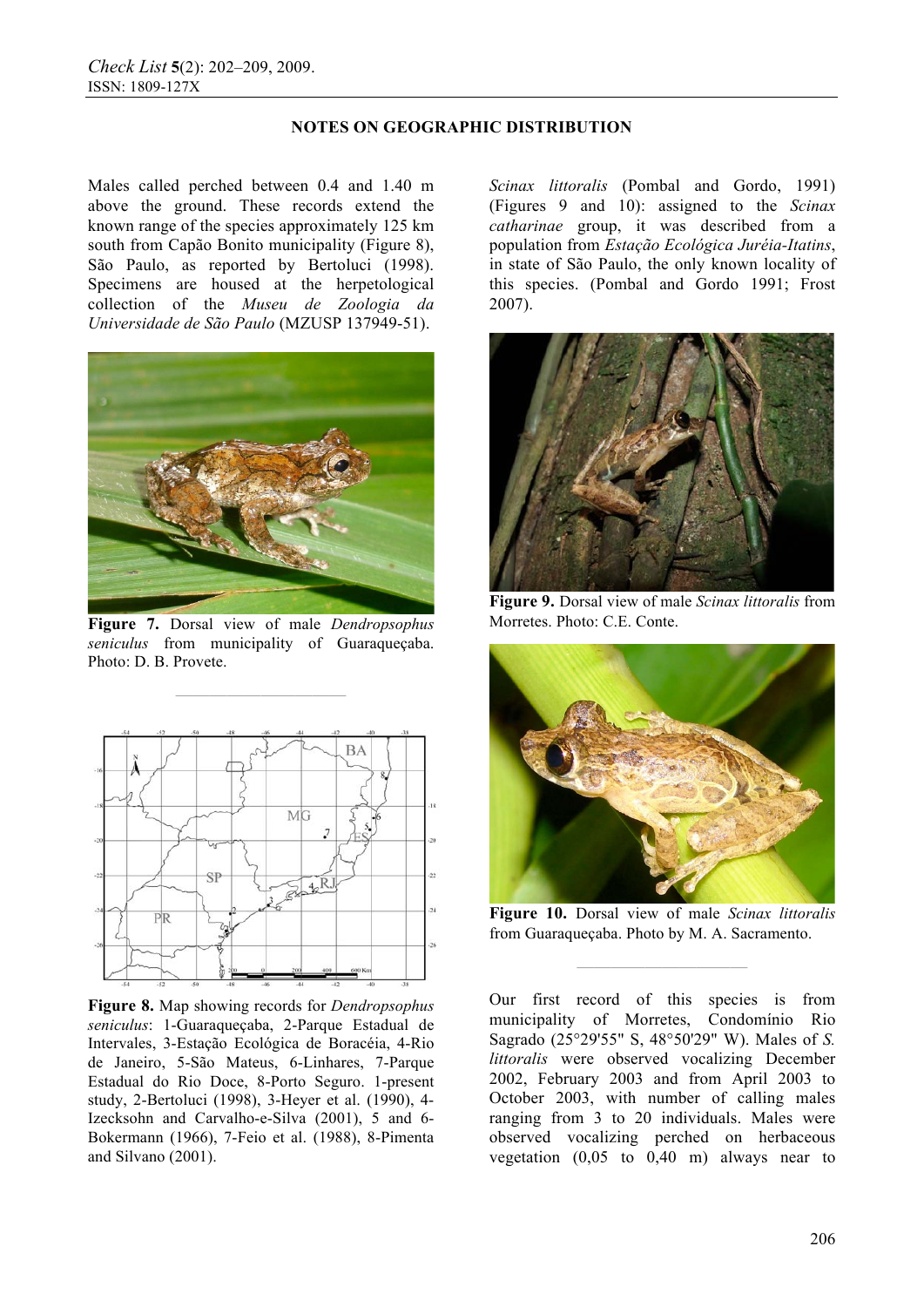Males called perched between 0.4 and 1.40 m above the ground. These records extend the known range of the species approximately 125 km south from Capão Bonito municipality (Figure 8), São Paulo, as reported by Bertoluci (1998). Specimens are housed at the herpetological collection of the *Museu de Zoologia da Universidade de São Paulo* (MZUSP 137949-51).

**Figure 7.** Dorsal view of male *Dendropsophus seniculus* from municipality of Guaraqueçaba. Photo: D. B. Provete.

**Figure 8.** Map showing records for *Dendropsophus seniculus*: 1-Guaraqueçaba, 2-Parque Estadual de Intervales, 3-Estação Ecológica de Boracéia, 4-Rio de Janeiro, 5-São Mateus, 6-Linhares, 7-Parque Estadual do Rio Doce, 8-Porto Seguro. 1-present study, 2-Bertoluci (1998), 3-Heyer et al. (1990), 4-Izecksohn and Carvalho-e-Silva (2001), 5 and 6-Bokermann (1966), 7-Feio et al. (1988), 8-Pimenta and Silvano (2001).

*Scinax littoralis* (Pombal and Gordo, 1991) (Figures 9 and 10): assigned to the *Scinax catharinae* group, it was described from a population from *Estação Ecológica Juréia-Itatins*, in state of São Paulo, the only known locality of this species. (Pombal and Gordo 1991; Frost 2007).

**Figure 9.** Dorsal view of male *Scinax littoralis* from Morretes. Photo: C.E. Conte.

**Figure 10.** Dorsal view of male *Scinax littoralis* from Guaraqueçaba. Photo by M. A. Sacramento.

Our first record of this species is from municipality of Morretes, Condomínio Rio Sagrado (25°29'55" S, 48°50'29" W). Males of *S. littoralis* were observed vocalizing December 2002, February 2003 and from April 2003 to October 2003, with number of calling males ranging from 3 to 20 individuals. Males were observed vocalizing perched on herbaceous vegetation (0,05 to 0,40 m) always near to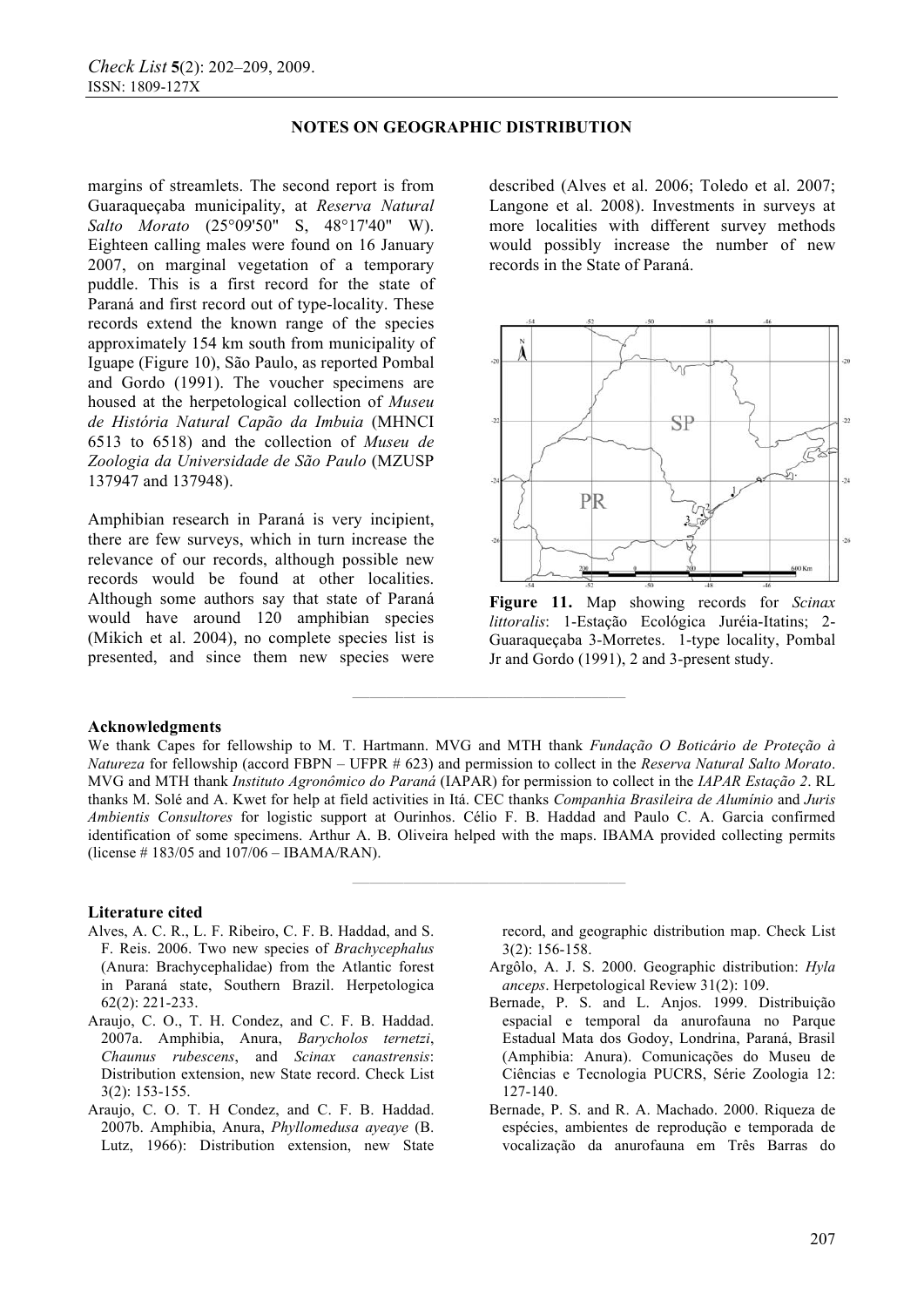margins of streamlets. The second report is from Guaraqueçaba municipality, at *Reserva Natural Salto Morato* (25°09'50" S, 48°17'40" W). Eighteen calling males were found on 16 January 2007, on marginal vegetation of a temporary puddle. This is a first record for the state of Paraná and first record out of type-locality. These records extend the known range of the species approximately 154 km south from municipality of Iguape (Figure 10), São Paulo, as reported Pombal and Gordo (1991). The voucher specimens are housed at the herpetological collection of *Museu de História Natural Capão da Imbuia* (MHNCI 6513 to 6518) and the collection of *Museu de Zoologia da Universidade de São Paulo* (MZUSP 137947 and 137948).

Amphibian research in Paraná is very incipient, there are few surveys, which in turn increase the relevance of our records, although possible new records would be found at other localities. Although some authors say that state of Paraná would have around 120 amphibian species (Mikich et al. 2004), no complete species list is presented, and since them new species were described (Alves et al. 2006; Toledo et al. 2007; Langone et al. 2008). Investments in surveys at more localities with different survey methods would possibly increase the number of new records in the State of Paraná.

**Figure 11.** Map showing records for *Scinax littoralis*: 1-Estação Ecológica Juréia-Itatins; 2-Guaraqueçaba 3-Morretes. 1-type locality, Pombal Jr and Gordo (1991), 2 and 3-present study.

## Acknowledgments

We thank Capes for fellowship to M. T. Hartmann. MVG and MTH thank *Fundação O Boticário de Proteção à Natureza* for fellowship (accord FBPN – UFPR # 623) and permission to collect in the *Reserva Natural Salto Morato*. MVG and MTH thank *Instituto Agronômico do Paraná* (IAPAR) for permission to collect in the *IAPAR Estação 2*. RL thanks M. Solé and A. Kwet for help at field activities in Itá. CEC thanks *Companhia Brasileira de Alumínio* and *Juris Ambientis Consultores* for logistic support at Ourinhos. Célio F. B. Haddad and Paulo C. A. Garcia confirmed identification of some specimens. Arthur A. B. Oliveira helped with the maps. IBAMA provided collecting permits (license # 183/05 and 107/06 – IBAMA/RAN).

## Literature cited

Alves, A. C. R., L. F. Ribeiro, C. F. B. Haddad, and S. F. Reis. 2006. Two new species of *Brachycephalus* (Anura: Brachycephalidae) from the Atlantic forest in Paraná state, Southern Brazil. Herpetologica 62(2): 221-233.

Araujo, C. O., T. H. Condez, and C. F. B. Haddad. 2007a. Amphibia, Anura, *Barycholos ternetzi*, *Chaunus rubescens*, and *Scinax canastrensis*: Distribution extension, new State record. Check List 3(2): 153-155.

Araujo, C. O. T. H Condez, and C. F. B. Haddad. 2007b. Amphibia, Anura, *Phyllomedusa ayeaye* (B. Lutz, 1966): Distribution extension, new State record, and geographic distribution map. Check List 3(2): 156-158.

Argôlo, A. J. S. 2000. Geographic distribution: *Hyla anceps*. Herpetological Review 31(2): 109.

Bernade, P. S. and L. Anjos. 1999. Distribuição espacial e temporal da anurofauna no Parque Estadual Mata dos Godoy, Londrina, Paraná, Brasil (Amphibia: Anura). Comunicações do Museu de Ciências e Tecnologia PUCRS, Série Zoologia 12: 127-140.

Bernade, P. S. and R. A. Machado. 2000. Riqueza de espécies, ambientes de reprodução e temporada de vocalização da anurofauna em Três Barras do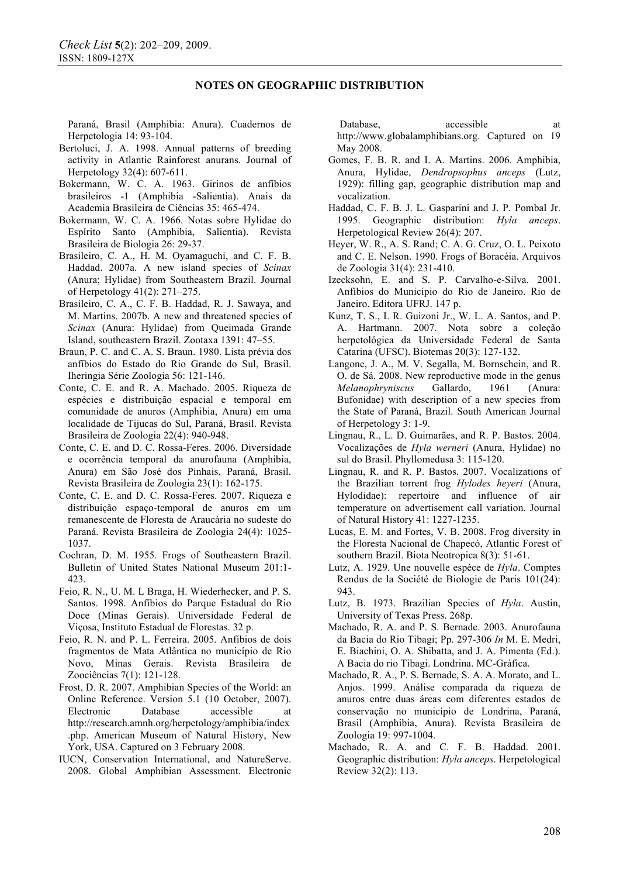Paraná, Brasil (Amphibia: Anura). Cuadernos de Herpetologia 14: 93-104.

Bertoluci, J. A. 1998. Annual patterns of breeding activity in Atlantic Rainforest anurans. Journal of Herpetology 32(4): 607-611.

Bokermann, W. C. A. 1963. Girinos de anfíbios brasileiros -1 (Amphibia -Salientia). Anais da Academia Brasileira de Ciências 35: 465-474.

Bokermann, W. C. A. 1966. Notas sobre Hylidae do Espírito Santo (Amphibia, Salientia). Revista Brasileira de Biologia 26: 29-37.

Brasileiro, C. A., H. M. Oyamaguchi, and C. F. B. Haddad. 2007a. A new island species of *Scinax* (Anura; Hylidae) from Southeastern Brazil. Journal of Herpetology 41(2): 271–275.

Brasileiro, C. A., C. F. B. Haddad, R. J. Sawaya, and M. Martins. 2007b. A new and threatened species of *Scinax* (Anura: Hylidae) from Queimada Grande Island, southeastern Brazil. Zootaxa 1391: 47–55.

Braun, P. C. and C. A. S. Braun. 1980. Lista prévia dos anfíbios do Estado do Rio Grande do Sul, Brasil. Iheringia Série Zoologia 56: 121-146.

Conte, C. E. and R. A. Machado. 2005. Riqueza de espécies e distribuição espacial e temporal em comunidade de anuros (Amphibia, Anura) em uma localidade de Tijucas do Sul, Paraná, Brasil. Revista Brasileira de Zoologia 22(4): 940-948.

Conte, C. E. and D. C. Rossa-Feres. 2006. Diversidade e ocorrência temporal da anurofauna (Amphibia, Anura) em São José dos Pinhais, Paraná, Brasil. Revista Brasileira de Zoologia 23(1): 162-175.

Conte, C. E. and D. C. Rossa-Feres. 2007. Riqueza e distribuição espaço-temporal de anuros em um remanescente de Floresta de Araucária no sudeste do Paraná. Revista Brasileira de Zoologia 24(4): 1025-1037.

Cochran, D. M. 1955. Frogs of Southeastern Brazil. Bulletin of United States National Museum 201:1-423.

Feio, R. N., U. M. L Braga, H. Wiederhecker, and P. S. Santos. 1998. Anfíbios do Parque Estadual do Rio Doce (Minas Gerais). Universidade Federal de Viçosa, Instituto Estadual de Florestas. 32 p.

Feio, R. N. and P. L. Ferreira. 2005. Anfíbios de dois fragmentos de Mata Atlântica no município de Rio Novo, Minas Gerais. Revista Brasileira de Zoociências 7(1): 121-128.

Frost, D. R. 2007. Amphibian Species of the World: an Online Reference. Version 5.1 (10 October, 2007). Electronic Database accessible at http://research.amnh.org/herpetology/amphibia/index.php. American Museum of Natural History, New York, USA. Captured on 3 February 2008.

IUCN, Conservation International, and NatureServe. 2008. Global Amphibian Assessment. Electronic Database, accessible at http://www.globalamphibians.org. Captured on 19 May 2008.

Gomes, F. B. R. and I. A. Martins. 2006. Amphibia, Anura, Hylidae, *Dendropsophus anceps* (Lutz, 1929): filling gap, geographic distribution map and vocalization.

Haddad, C. F. B. J. L. Gasparini and J. P. Pombal Jr. 1995. Geographic distribution: *Hyla anceps*. Herpetological Review 26(4): 207.

Heyer, W. R., A. S. Rand; C. A. G. Cruz, O. L. Peixoto and C. E. Nelson. 1990. Frogs of Boracéia. Arquivos de Zoologia 31(4): 231-410.

Izecksohn, E. and S. P. Carvalho-e-Silva. 2001. Anfíbios do Município do Rio de Janeiro. Rio de Janeiro. Editora UFRJ. 147 p.

Kunz, T. S., I. R. Guizoni Jr., W. L. A. Santos, and P. A. Hartmann. 2007. Nota sobre a coleção herpetológica da Universidade Federal de Santa Catarina (UFSC). Biotemas 20(3): 127-132.

Langone, J. A., M. V. Segalla, M. Bornschein, and R. O. de Sá. 2008. New reproductive mode in the genus *Melanophryniscus* Gallardo, 1961 (Anura: Bufonidae) with description of a new species from the State of Paraná, Brazil. South American Journal of Herpetology 3: 1-9.

Lingnau, R., L. D. Guimarães, and R. P. Bastos. 2004. Vocalizações de *Hyla werneri* (Anura, Hylidae) no sul do Brasil. Phyllomedusa 3: 115-120.

Lingnau, R. and R. P. Bastos. 2007. Vocalizations of the Brazilian torrent frog *Hylodes heyeri* (Anura, Hylodidae): repertoire and influence of air temperature on advertisement call variation. Journal of Natural History 41: 1227-1235.

Lucas, E. M. and Fortes, V. B. 2008. Frog diversity in the Floresta Nacional de Chapecó, Atlantic Forest of southern Brazil. Biota Neotropica 8(3): 51-61.

Lutz, A. 1929. Une nouvelle espèce de *Hyla*. Comptes Rendus de la Société de Biologie de Paris 101(24): 943.

Lutz, B. 1973. Brazilian Species of *Hyla*. Austin, University of Texas Press. 268p.

Machado, R. A. and P. S. Bernade. 2003. Anurofauna da Bacia do Rio Tibagi; Pp. 297-306 *In* M. E. Medri, E. Biachini, O. A. Shibatta, and J. A. Pimenta (Ed.). A Bacia do rio Tibagi. Londrina. MC-Gráfica.

Machado, R. A., P. S. Bernade, S. A. A. Morato, and L. Anjos. 1999. Análise comparada da riqueza de anuros entre duas áreas com diferentes estados de conservação no município de Londrina, Paraná, Brasil (Amphibia, Anura). Revista Brasileira de Zoologia 19: 997-1004.

Machado, R. A. and C. F. B. Haddad. 2001. Geographic distribution: *Hyla anceps*. Herpetological Review 32(2): 113.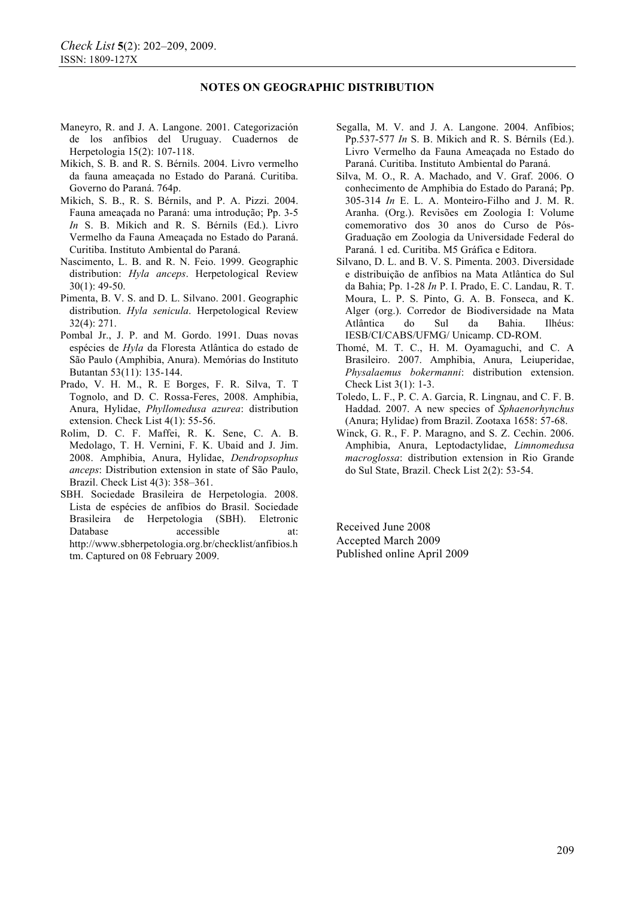**NOTES ON GEOGRAPHIC DISTRIBUTION**

Maneyro, R. and J. A. Langone. 2001. Categorización de los anfíbios del Uruguay. Cuadernos de Herpetologia 15(2): 107-118.

Mikich, S. B. and R. S. Bérnils. 2004. Livro vermelho da fauna ameaçada no Estado do Paraná. Curitiba. Governo do Paraná. 764p.

Mikich, S. B., R. S. Bérnils, and P. A. Pizzi. 2004. Fauna ameaçada no Paraná: uma introdução; Pp. 3-5 *In* S. B. Mikich and R. S. Bérnils (Ed.). Livro Vermelho da Fauna Ameaçada no Estado do Paraná. Curitiba. Instituto Ambiental do Paraná.

Nascimento, L. B. and R. N. Feio. 1999. Geographic distribution: *Hyla anceps*. Herpetological Review 30(1): 49-50.

Pimenta, B. V. S. and D. L. Silvano. 2001. Geographic distribution. *Hyla senicula*. Herpetological Review 32(4): 271.

Pombal Jr., J. P. and M. Gordo. 1991. Duas novas espécies de *Hyla* da Floresta Atlântica do estado de São Paulo (Amphibia, Anura). Memórias do Instituto Butantan 53(11): 135-144.

Prado, V. H. M., R. E Borges, F. R. Silva, T. T Tognolo, and D. C. Rossa-Feres, 2008. Amphibia, Anura, Hylidae, *Phyllomedusa azurea*: distribution extension. Check List 4(1): 55-56.

Rolim, D. C. F. Maffei, R. K. Sene, C. A. B. Medolago, T. H. Vernini, F. K. Ubaid and J. Jim. 2008. Amphibia, Anura, Hylidae, *Dendropsophus anceps*: Distribution extension in state of São Paulo, Brazil. Check List 4(3): 358–361.

SBH. Sociedade Brasileira de Herpetologia. 2008. Lista de espécies de anfíbios do Brasil. Sociedade Brasileira de Herpetologia (SBH). Eletronic Database accessible at: http://www.sbherpetologia.org.br/checklist/anfibios.htm. Captured on 08 February 2009.

Segalla, M. V. and J. A. Langone. 2004. Anfíbios; Pp.537-577 *In* S. B. Mikich and R. S. Bérnils (Ed.). Livro Vermelho da Fauna Ameaçada no Estado do Paraná. Curitiba. Instituto Ambiental do Paraná.

Silva, M. O., R. A. Machado, and V. Graf. 2006. O conhecimento de Amphibia do Estado do Paraná; Pp. 305-314 *In* E. L. A. Monteiro-Filho and J. M. R. Aranha. (Org.). Revisões em Zoologia I: Volume comemorativo dos 30 anos do Curso de Pós-Graduação em Zoologia da Universidade Federal do Paraná. 1 ed. Curitiba. M5 Gráfica e Editora.

Silvano, D. L. and B. V. S. Pimenta. 2003. Diversidade e distribuição de anfíbios na Mata Atlântica do Sul da Bahia; Pp. 1-28 *In* P. I. Prado, E. C. Landau, R. T. Moura, L. P. S. Pinto, G. A. B. Fonseca, and K. Alger (org.). Corredor de Biodiversidade na Mata Atlântica do Sul da Bahia. Ilhéus: IESB/CI/CABS/UFMG/ Unicamp. CD-ROM.

Thomé, M. T. C., H. M. Oyamaguchi, and C. A Brasileiro. 2007. Amphibia, Anura, Leiuperidae, *Physalaemus bokermanni*: distribution extension. Check List 3(1): 1-3.

Toledo, L. F., P. C. A. Garcia, R. Lingnau, and C. F. B. Haddad. 2007. A new species of *Sphaenorhynchus* (Anura; Hylidae) from Brazil. Zootaxa 1658: 57-68.

Winck, G. R., F. P. Maragno, and S. Z. Cechin. 2006. Amphibia, Anura, Leptodactylidae, *Limnomedusa macroglossa*: distribution extension in Rio Grande do Sul State, Brazil. Check List 2(2): 53-54.

Received June 2008
Accepted March 2009
Published online April 2009